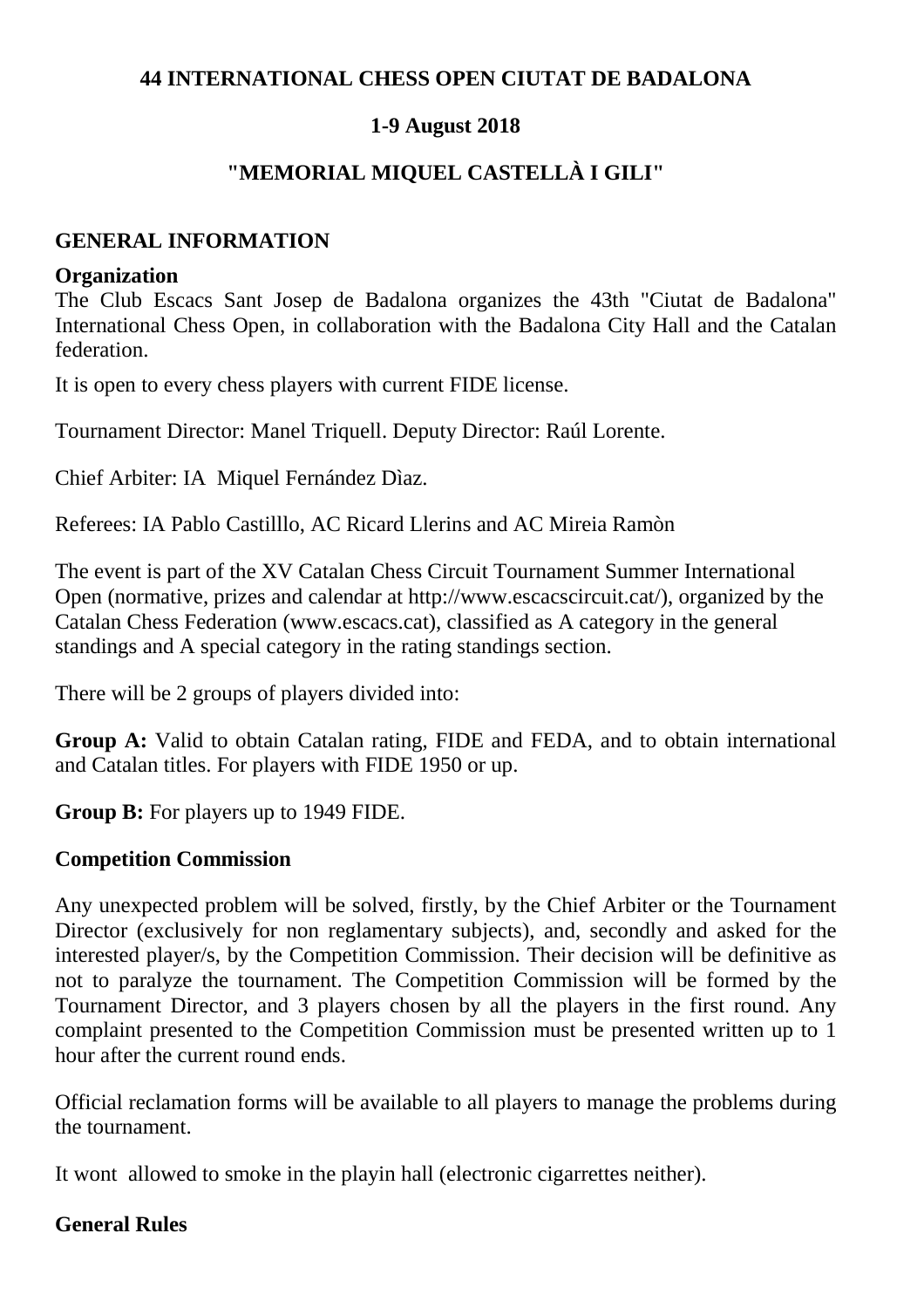# 44 INTERNATIONAL CHESS OPEN CIUTAT DE BADALONA

## 1-9 August 2018

## "MEMORIAL MIQUEL CASTELLÀ I GILI"

## GENERAL INFORMATION

### Organization

The Club Escacs Sant Josep de Badalona organizes the 43th "Ciutat de Badalona" International Chess Open, in collaboration with the Badalona City Hall and the Catalan federation.

It is open to every chess players with current FIDE license.

Tournament Director: Manel Triquell. Deputy Director: Raúl Lorente.

Chief Arbiter: IA Miquel Fernández Dìaz.

Referees: IA Pablo Castilllo, AC Ricard Llerins and AC Mireia Ramòn

The event is part of the XV Catalan Chess Circuit Tournament Summer International Open (normative, prizes and calendar at http://www.escacscircuit.cat/), organized by the Catalan Chess Federation (www.escacs.cat), classified as A category in the general standings and A special category in the rating standings section.

There will be 2 groups of players divided into:

**Group A:** Valid to obtain Catalan rating, FIDE and FEDA, and to obtain international and Catalan titles. For players with FIDE 1950 or up.

**Group B:** For players up to 1949 FIDE.

### Competition Commission

Any unexpected problem will be solved, firstly, by the Chief Arbiter or the Tournament Director (exclusively for non reglamentary subjects), and, secondly and asked for the interested player/s, by the Competition Commission. Their decision will be definitive as not to paralyze the tournament. The Competition Commission will be formed by the Tournament Director, and 3 players chosen by all the players in the first round. Any complaint presented to the Competition Commission must be presented written up to 1 hour after the current round ends.

Official reclamation forms will be available to all players to manage the problems during the tournament.

It wont allowed to smoke in the playin hall (electronic cigarrettes neither).

### General Rules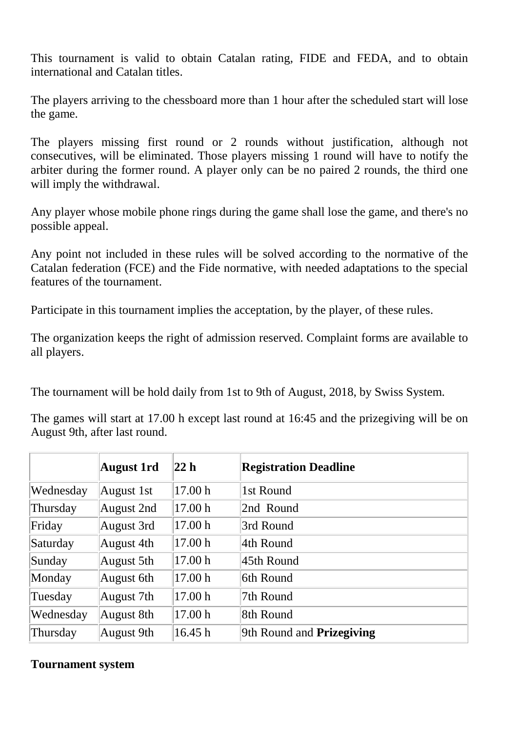This tournament is valid to obtain Catalan rating, FIDE and FEDA, and to obtain international and Catalan titles.

The players arriving to the chessboard more than 1 hour after the scheduled start will lose the game.

The players missing first round or 2 rounds without justification, although not consecutives, will be eliminated. Those players missing 1 round will have to notify the arbiter during the former round. A player only can be no paired 2 rounds, the third one will imply the withdrawal.

Any player whose mobile phone rings during the game shall lose the game, and there's no possible appeal.

Any point not included in these rules will be solved according to the normative of the Catalan federation (FCE) and the Fide normative, with needed adaptations to the special features of the tournament.

Participate in this tournament implies the acceptation, by the player, of these rules.

The organization keeps the right of admission reserved. Complaint forms are available to all players.

The tournament will be hold daily from 1st to 9th of August, 2018, by Swiss System.

The games will start at 17.00 h except last round at 16:45 and the prizegiving will be on August 9th, after last round.

| | **August 1rd** | **22 h** | **Registration Deadline** |
|---|---|---|---|
| Wednesday | August 1st | 17.00 h | 1st Round |
| Thursday | August 2nd | 17.00 h | 2nd Round |
| Friday | August 3rd | 17.00 h | 3rd Round |
| Saturday | August 4th | 17.00 h | 4th Round |
| Sunday | August 5th | 17.00 h | 45th Round |
| Monday | August 6th | 17.00 h | 6th Round |
| Tuesday | August 7th | 17.00 h | 7th Round |
| Wednesday | August 8th | 17.00 h | 8th Round |
| Thursday | August 9th | 16.45 h | 9th Round and **Prizegiving** |

**Tournament system**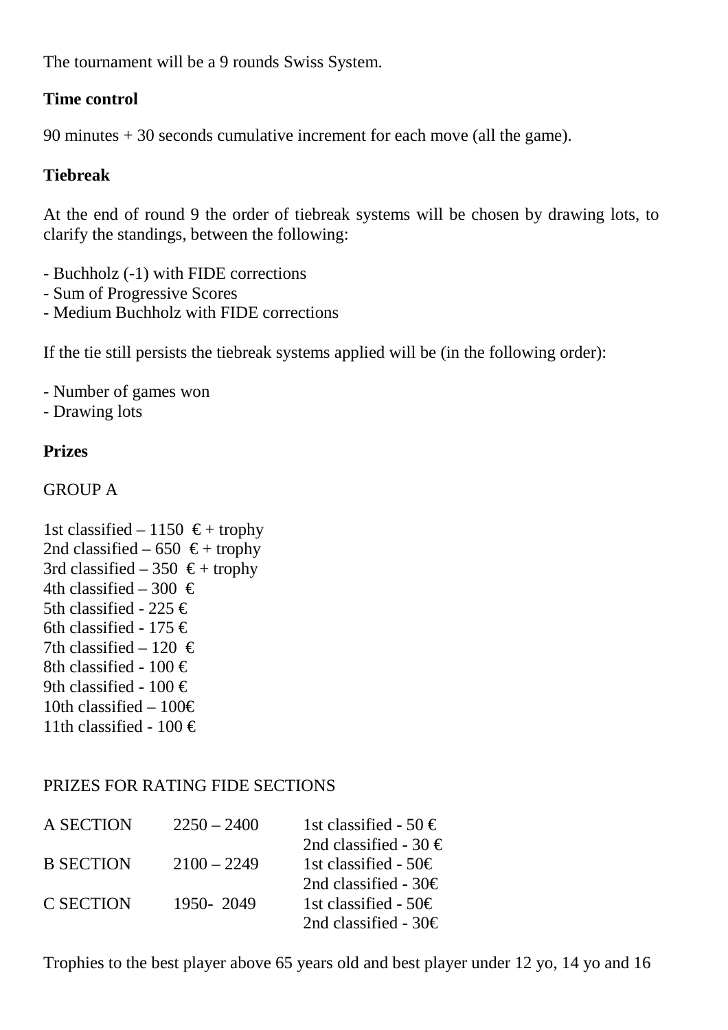The tournament will be a 9 rounds Swiss System.

**Time control**

90 minutes + 30 seconds cumulative increment for each move (all the game).

**Tiebreak**

At the end of round 9 the order of tiebreak systems will be chosen by drawing lots, to clarify the standings, between the following:

- Buchholz (-1) with FIDE corrections
- Sum of Progressive Scores
- Medium Buchholz with FIDE corrections

If the tie still persists the tiebreak systems applied will be (in the following order):

- Number of games won
- Drawing lots

**Prizes**

GROUP A

1st classified – 1150 € + trophy
2nd classified – 650 € + trophy
3rd classified – 350 € + trophy
4th classified – 300 €
5th classified - 225 €
6th classified - 175 €
7th classified – 120 €
8th classified - 100 €
9th classified - 100 €
10th classified – 100€
11th classified - 100 €

PRIZES FOR RATING FIDE SECTIONS

| | | |
|---|---|---|
| A SECTION | 2250 – 2400 | 1st classified - 50 € |
| | | 2nd classified - 30 € |
| B SECTION | 2100 – 2249 | 1st classified - 50€ |
| | | 2nd classified - 30€ |
| C SECTION | 1950- 2049 | 1st classified - 50€ |
| | | 2nd classified - 30€ |

Trophies to the best player above 65 years old and best player under 12 yo, 14 yo and 16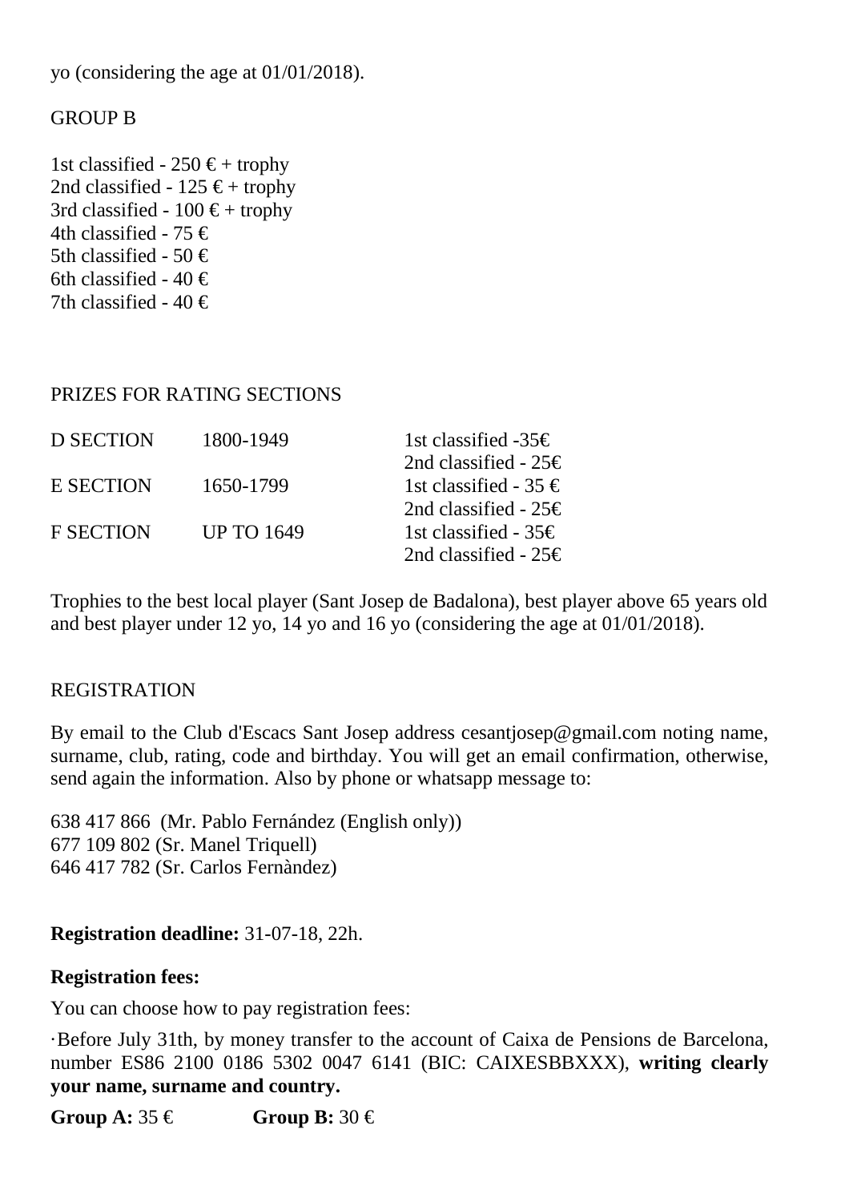yo (considering the age at 01/01/2018).

GROUP B

1st classified - 250 € + trophy
2nd classified - 125 € + trophy
3rd classified - 100 € + trophy
4th classified - 75 €
5th classified - 50 €
6th classified - 40 €
7th classified - 40 €

PRIZES FOR RATING SECTIONS

| | | |
|---|---|---|
| D SECTION | 1800-1949 | 1st classified -35€<br>2nd classified - 25€ |
| E SECTION | 1650-1799 | 1st classified - 35 €<br>2nd classified - 25€ |
| F SECTION | UP TO 1649 | 1st classified - 35€<br>2nd classified - 25€ |

Trophies to the best local player (Sant Josep de Badalona), best player above 65 years old and best player under 12 yo, 14 yo and 16 yo (considering the age at 01/01/2018).

REGISTRATION

By email to the Club d'Escacs Sant Josep address cesantjosep@gmail.com noting name, surname, club, rating, code and birthday. You will get an email confirmation, otherwise, send again the information. Also by phone or whatsapp message to:

638 417 866 (Mr. Pablo Fernández (English only))
677 109 802 (Sr. Manel Triquell)
646 417 782 (Sr. Carlos Fernàndez)

**Registration deadline:** 31-07-18, 22h.

**Registration fees:**

You can choose how to pay registration fees:

·Before July 31th, by money transfer to the account of Caixa de Pensions de Barcelona, number ES86 2100 0186 5302 0047 6141 (BIC: CAIXESBBXXX), **writing clearly your name, surname and country.**

**Group A:** 35 € **Group B:** 30 €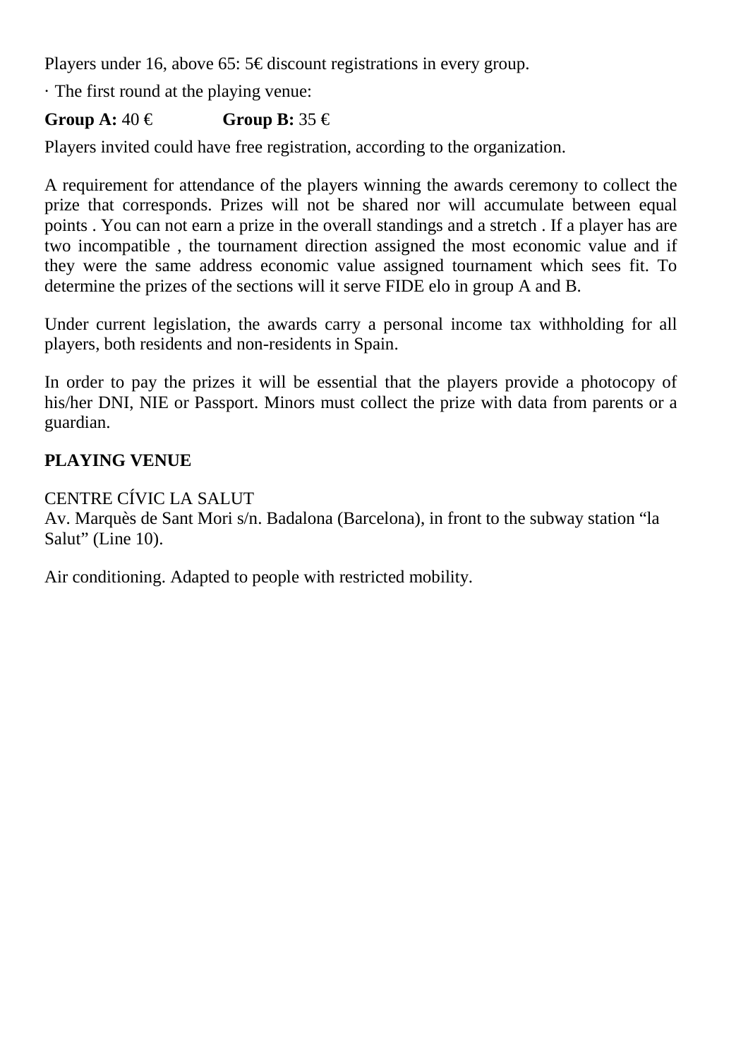Players under 16, above 65: 5€ discount registrations in every group.

· The first round at the playing venue:

**Group A:** 40 € **Group B:** 35 €

Players invited could have free registration, according to the organization.

A requirement for attendance of the players winning the awards ceremony to collect the prize that corresponds. Prizes will not be shared nor will accumulate between equal points . You can not earn a prize in the overall standings and a stretch . If a player has are two incompatible , the tournament direction assigned the most economic value and if they were the same address economic value assigned tournament which sees fit. To determine the prizes of the sections will it serve FIDE elo in group A and B.

Under current legislation, the awards carry a personal income tax withholding for all players, both residents and non-residents in Spain.

In order to pay the prizes it will be essential that the players provide a photocopy of his/her DNI, NIE or Passport. Minors must collect the prize with data from parents or a guardian.

**PLAYING VENUE**

CENTRE CÍVIC LA SALUT
Av. Marquès de Sant Mori s/n. Badalona (Barcelona), in front to the subway station “la Salut” (Line 10).

Air conditioning. Adapted to people with restricted mobility.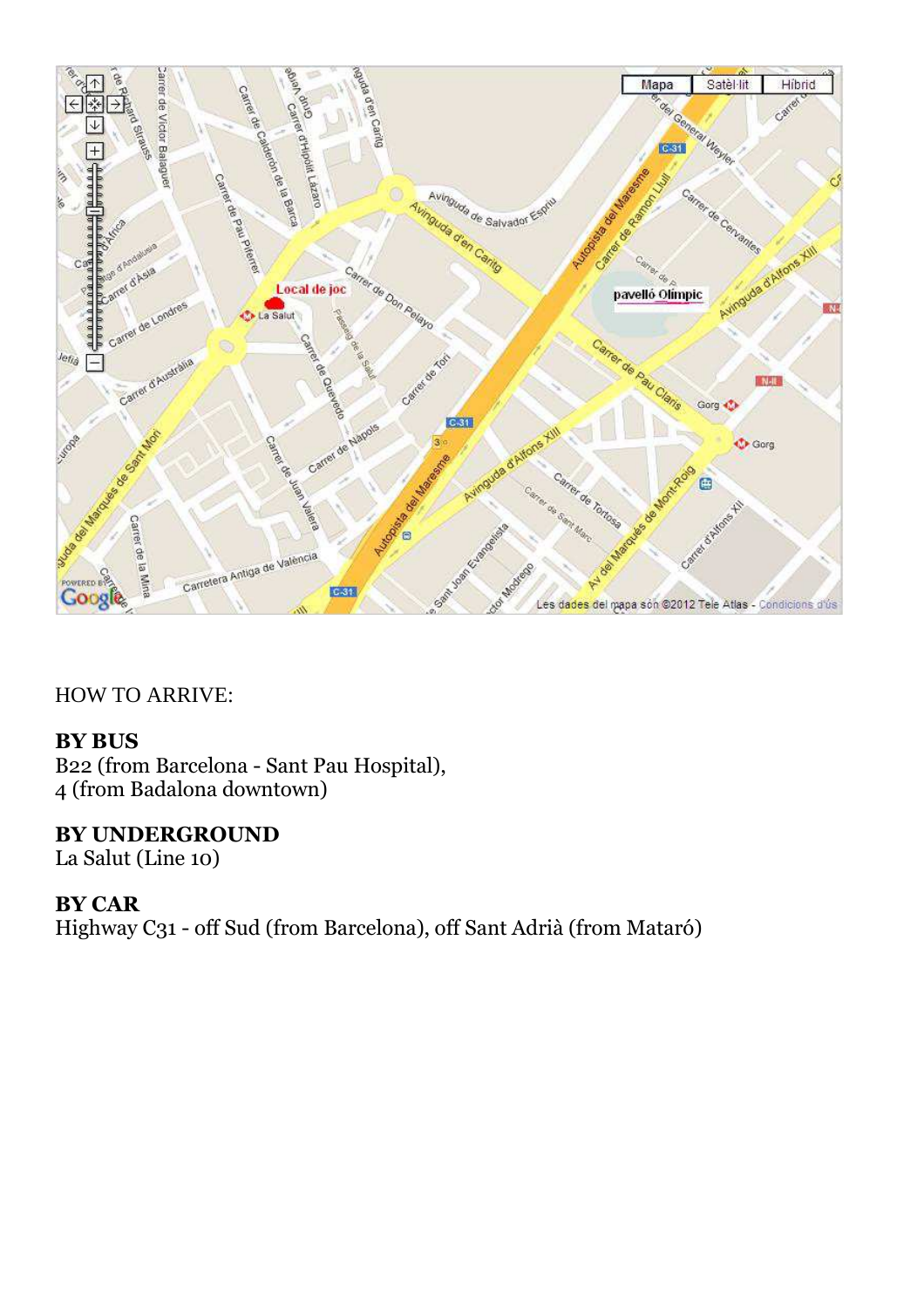HOW TO ARRIVE:

**BY BUS**
B22 (from Barcelona - Sant Pau Hospital),
4 (from Badalona downtown)

**BY UNDERGROUND**
La Salut (Line 10)

**BY CAR**
Highway C31 - off Sud (from Barcelona), off Sant Adrià (from Mataró)